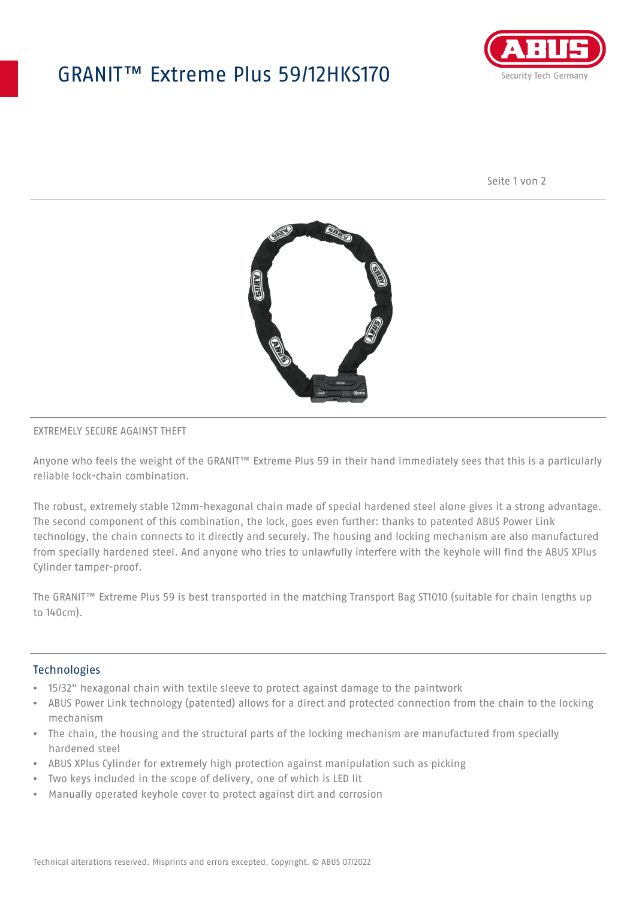# GRANIT™ Extreme Plus 59/12HKS170

EXTREMELY SECURE AGAINST THEFT

Anyone who feels the weight of the GRANIT™ Extreme Plus 59 in their hand immediately sees that this is a particularly reliable lock-chain combination.

The robust, extremely stable 12mm-hexagonal chain made of special hardened steel alone gives it a strong advantage. The second component of this combination, the lock, goes even further: thanks to patented ABUS Power Link technology, the chain connects to it directly and securely. The housing and locking mechanism are also manufactured from specially hardened steel. And anyone who tries to unlawfully interfere with the keyhole will find the ABUS XPlus Cylinder tamper-proof.

The GRANIT™ Extreme Plus 59 is best transported in the matching Transport Bag ST1010 (suitable for chain lengths up to 140cm).

## Technologies

- 15/32" hexagonal chain with textile sleeve to protect against damage to the paintwork
- ABUS Power Link technology (patented) allows for a direct and protected connection from the chain to the locking mechanism
- The chain, the housing and the structural parts of the locking mechanism are manufactured from specially hardened steel
- ABUS XPlus Cylinder for extremely high protection against manipulation such as picking
- Two keys included in the scope of delivery, one of which is LED lit
- Manually operated keyhole cover to protect against dirt and corrosion

Technical alterations reserved. Misprints and errors excepted. Copyright. © ABUS 07/2022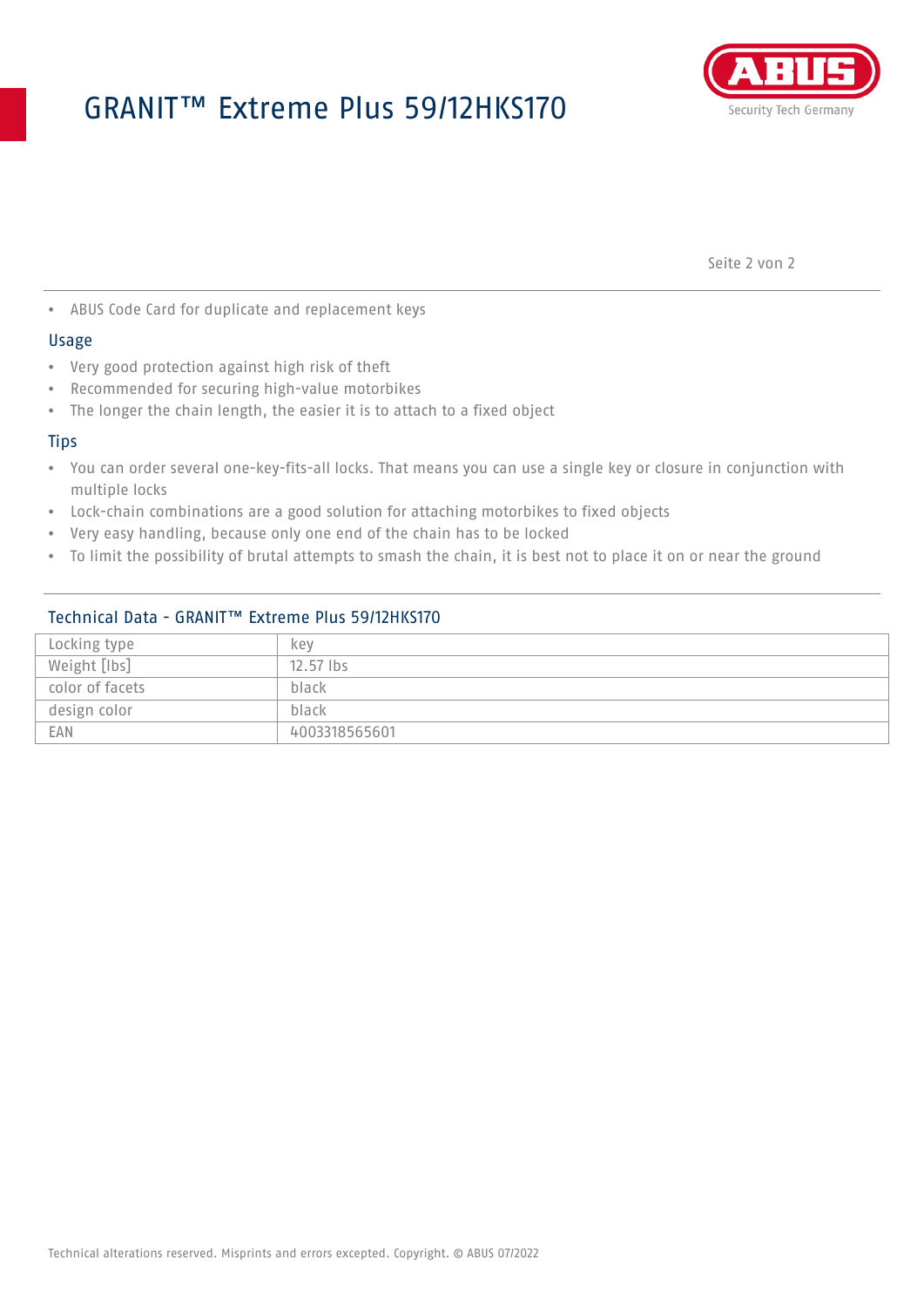- ABUS Code Card for duplicate and replacement keys

## Usage

- Very good protection against high risk of theft
- Recommended for securing high-value motorbikes
- The longer the chain length, the easier it is to attach to a fixed object

## Tips

- You can order several one-key-fits-all locks. That means you can use a single key or closure in conjunction with multiple locks
- Lock-chain combinations are a good solution for attaching motorbikes to fixed objects
- Very easy handling, because only one end of the chain has to be locked
- To limit the possibility of brutal attempts to smash the chain, it is best not to place it on or near the ground

## Technical Data - GRANIT™ Extreme Plus 59/12HKS170

| | |
|---|---|
| Locking type | key |
| Weight [lbs] | 12.57 lbs |
| color of facets | black |
| design color | black |
| EAN | 4003318565601 |

Technical alterations reserved. Misprints and errors excepted. Copyright. © ABUS 07/2022